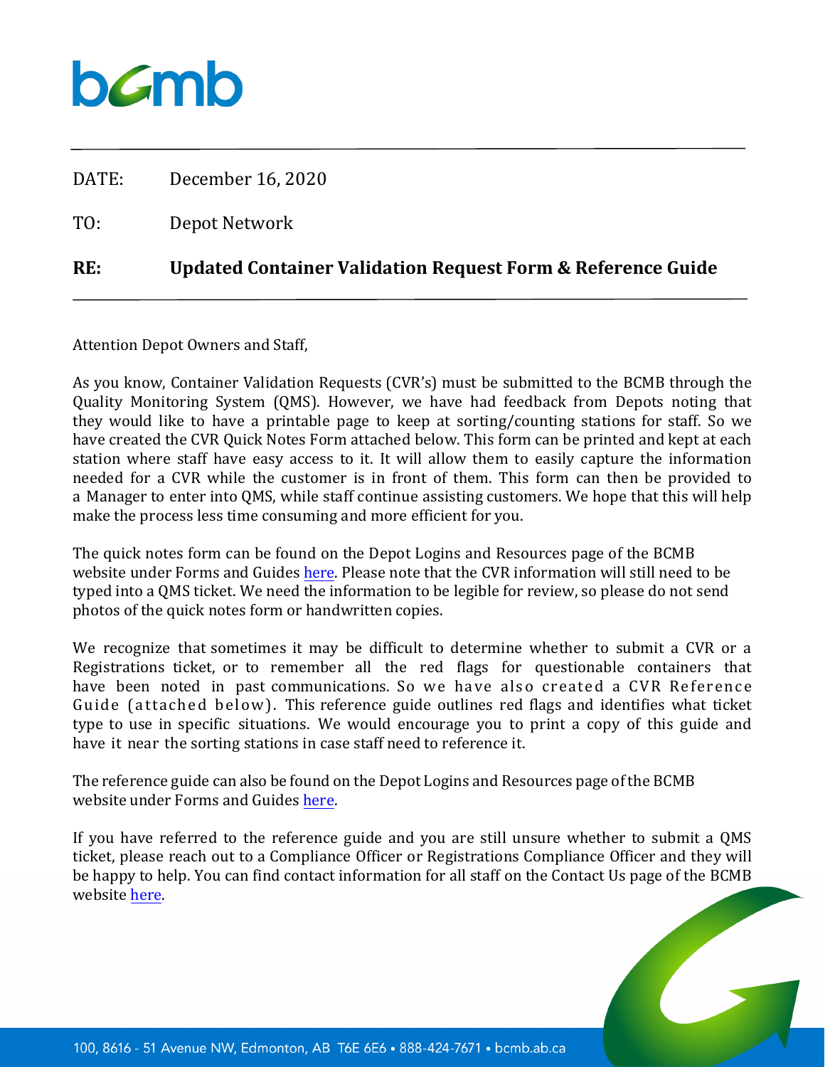bcmb

DATE: December 16, 2020

TO: Depot Network

**RE: Updated Container Validation Request Form & Reference Guide**

Attention Depot Owners and Staff,

As you know, Container Validation Requests (CVR's) must be submitted to the BCMB through the Quality Monitoring System (QMS). However, we have had feedback from Depots noting that they would like to have a printable page to keep at sorting/counting stations for staff. So we have created the CVR Quick Notes Form attached below. This form can be printed and kept at each station where staff have easy access to it. It will allow them to easily capture the information needed for a CVR while the customer is in front of them. This form can then be provided to a Manager to enter into QMS, while staff continue assisting customers. We hope that this will help make the process less time consuming and more efficient for you.

The quick notes form can be found on the Depot Logins and Resources page of the BCMB website under Forms and Guides here. Please note that the CVR information will still need to be typed into a QMS ticket. We need the information to be legible for review, so please do not send photos of the quick notes form or handwritten copies.

We recognize that sometimes it may be difficult to determine whether to submit a CVR or a Registrations ticket, or to remember all the red flags for questionable containers that have been noted in past communications. So we have also created a CVR Reference Guide (attached below). This reference guide outlines red flags and identifies what ticket type to use in specific situations. We would encourage you to print a copy of this guide and have it near the sorting stations in case staff need to reference it.

The reference guide can also be found on the Depot Logins and Resources page of the BCMB website under Forms and Guides here.

If you have referred to the reference guide and you are still unsure whether to submit a QMS ticket, please reach out to a Compliance Officer or Registrations Compliance Officer and they will be happy to help. You can find contact information for all staff on the Contact Us page of the BCMB website here.

100, 8616 - 51 Avenue NW, Edmonton, AB T6E 6E6 • 888-424-7671 • bcmb.ab.ca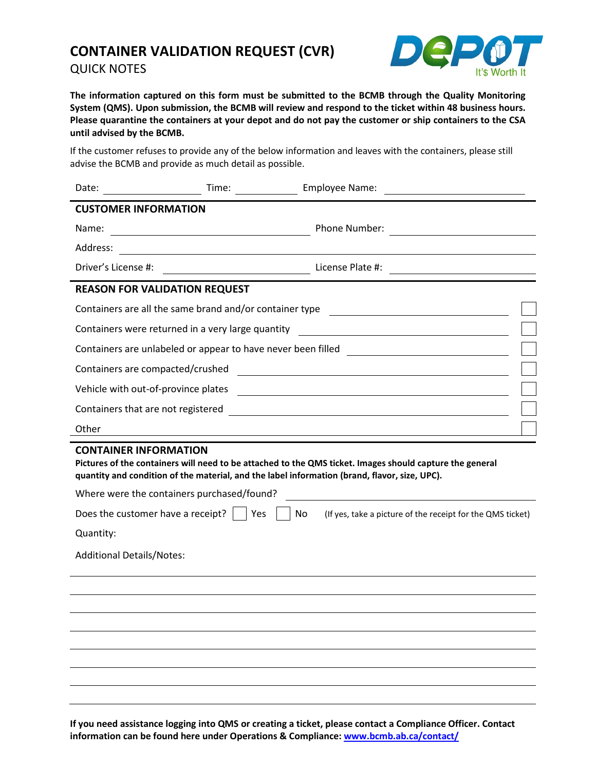# CONTAINER VALIDATION REQUEST (CVR)

QUICK NOTES

**The information captured on this form must be submitted to the BCMB through the Quality Monitoring System (QMS). Upon submission, the BCMB will review and respond to the ticket within 48 business hours. Please quarantine the containers at your depot and do not pay the customer or ship containers to the CSA until advised by the BCMB.**

If the customer refuses to provide any of the below information and leaves with the containers, please still advise the BCMB and provide as much detail as possible.

Date: ____________ Time: ________ Employee Name: ____________________

## CUSTOMER INFORMATION

Name: ______________________________ Phone Number: ____________________

Address: ____________________________________________________________

Driver's License #: ____________________ License Plate #: ____________________

## REASON FOR VALIDATION REQUEST

- Containers are all the same brand and/or container type ____________________ ☐
- Containers were returned in a very large quantity ____________________ ☐
- Containers are unlabeled or appear to have never been filled ____________________ ☐
- Containers are compacted/crushed ____________________ ☐
- Vehicle with out-of-province plates ____________________ ☐
- Containers that are not registered ____________________ ☐
- Other ____________________ ☐

## CONTAINER INFORMATION

**Pictures of the containers will need to be attached to the QMS ticket. Images should capture the general quantity and condition of the material, and the label information (brand, flavor, size, UPC).**

Where were the containers purchased/found? ____________________

Does the customer have a receipt? ☐ Yes ☐ No (If yes, take a picture of the receipt for the QMS ticket)

Quantity:

Additional Details/Notes:

____________________________________________________________

____________________________________________________________

____________________________________________________________

____________________________________________________________

____________________________________________________________

____________________________________________________________

____________________________________________________________

____________________________________________________________

**If you need assistance logging into QMS or creating a ticket, please contact a Compliance Officer. Contact information can be found here under Operations & Compliance: [www.bcmb.ab.ca/contact/](http://www.bcmb.ab.ca/contact/)**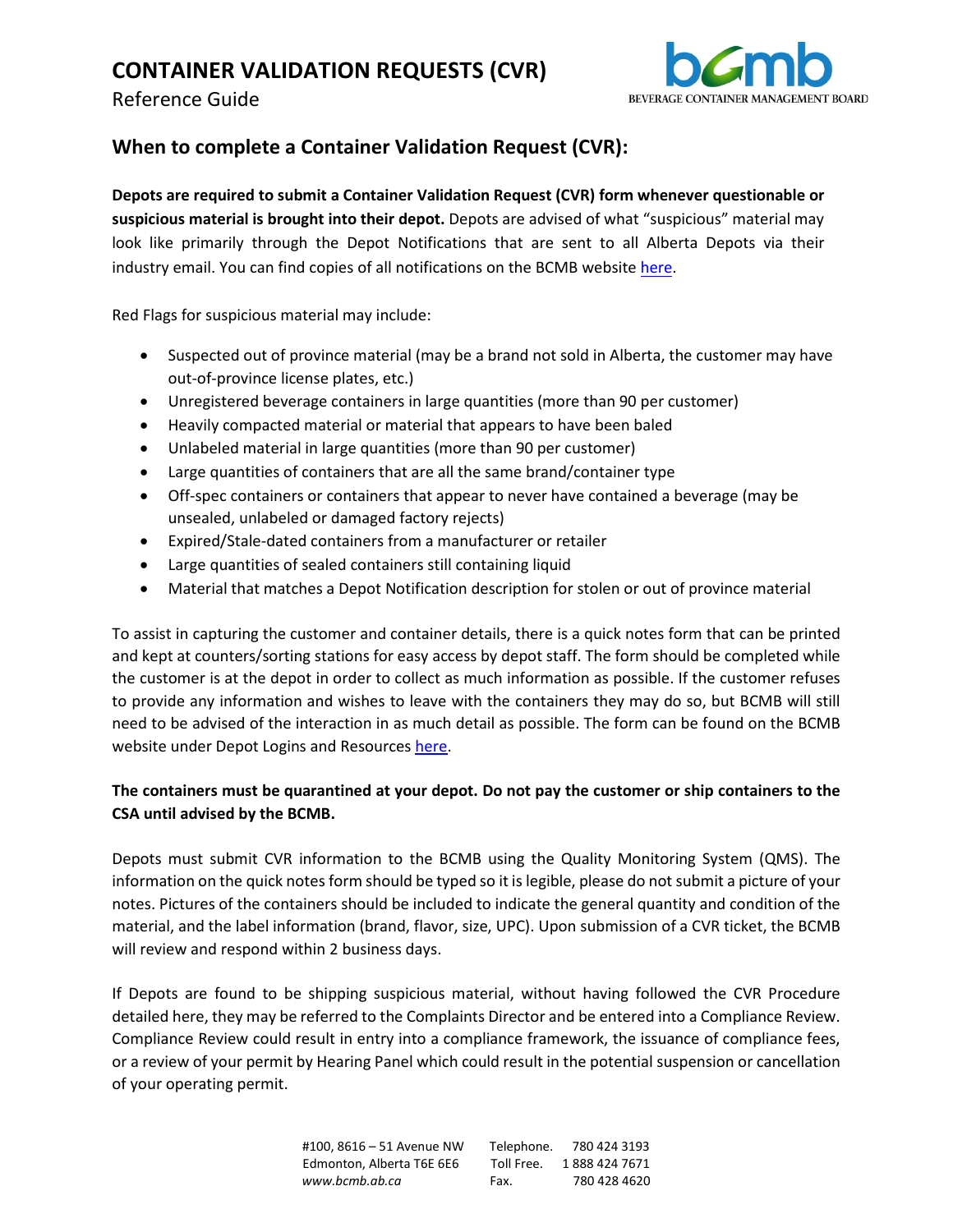# CONTAINER VALIDATION REQUESTS (CVR)

Reference Guide

## When to complete a Container Validation Request (CVR):

**Depots are required to submit a Container Validation Request (CVR) form whenever questionable or suspicious material is brought into their depot.** Depots are advised of what "suspicious" material may look like primarily through the Depot Notifications that are sent to all Alberta Depots via their industry email. You can find copies of all notifications on the BCMB website here.

Red Flags for suspicious material may include:

- Suspected out of province material (may be a brand not sold in Alberta, the customer may have out-of-province license plates, etc.)
- Unregistered beverage containers in large quantities (more than 90 per customer)
- Heavily compacted material or material that appears to have been baled
- Unlabeled material in large quantities (more than 90 per customer)
- Large quantities of containers that are all the same brand/container type
- Off-spec containers or containers that appear to never have contained a beverage (may be unsealed, unlabeled or damaged factory rejects)
- Expired/Stale-dated containers from a manufacturer or retailer
- Large quantities of sealed containers still containing liquid
- Material that matches a Depot Notification description for stolen or out of province material

To assist in capturing the customer and container details, there is a quick notes form that can be printed and kept at counters/sorting stations for easy access by depot staff. The form should be completed while the customer is at the depot in order to collect as much information as possible. If the customer refuses to provide any information and wishes to leave with the containers they may do so, but BCMB will still need to be advised of the interaction in as much detail as possible. The form can be found on the BCMB website under Depot Logins and Resources here.

**The containers must be quarantined at your depot. Do not pay the customer or ship containers to the CSA until advised by the BCMB.**

Depots must submit CVR information to the BCMB using the Quality Monitoring System (QMS). The information on the quick notes form should be typed so it is legible, please do not submit a picture of your notes. Pictures of the containers should be included to indicate the general quantity and condition of the material, and the label information (brand, flavor, size, UPC). Upon submission of a CVR ticket, the BCMB will review and respond within 2 business days.

If Depots are found to be shipping suspicious material, without having followed the CVR Procedure detailed here, they may be referred to the Complaints Director and be entered into a Compliance Review. Compliance Review could result in entry into a compliance framework, the issuance of compliance fees, or a review of your permit by Hearing Panel which could result in the potential suspension or cancellation of your operating permit.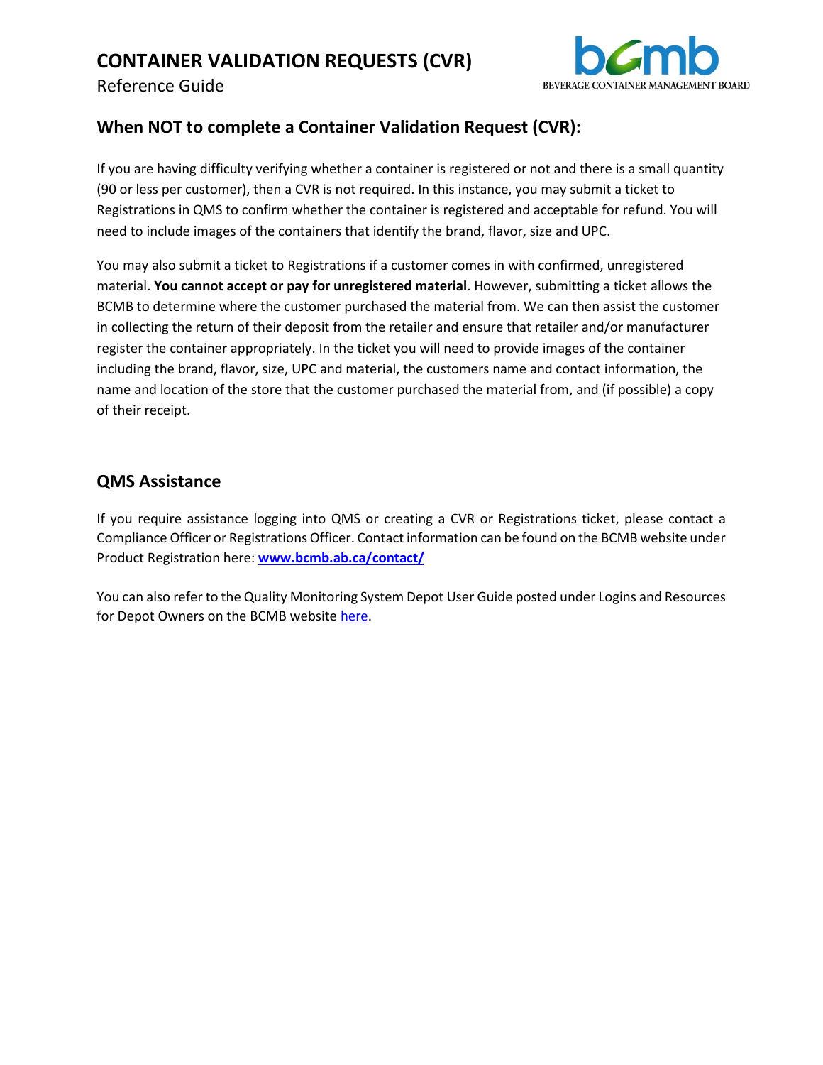## When NOT to complete a Container Validation Request (CVR):

If you are having difficulty verifying whether a container is registered or not and there is a small quantity (90 or less per customer), then a CVR is not required. In this instance, you may submit a ticket to Registrations in QMS to confirm whether the container is registered and acceptable for refund. You will need to include images of the containers that identify the brand, flavor, size and UPC.

You may also submit a ticket to Registrations if a customer comes in with confirmed, unregistered material. **You cannot accept or pay for unregistered material**. However, submitting a ticket allows the BCMB to determine where the customer purchased the material from. We can then assist the customer in collecting the return of their deposit from the retailer and ensure that retailer and/or manufacturer register the container appropriately. In the ticket you will need to provide images of the container including the brand, flavor, size, UPC and material, the customers name and contact information, the name and location of the store that the customer purchased the material from, and (if possible) a copy of their receipt.

## QMS Assistance

If you require assistance logging into QMS or creating a CVR or Registrations ticket, please contact a Compliance Officer or Registrations Officer. Contact information can be found on the BCMB website under Product Registration here: **www.bcmb.ab.ca/contact/**

You can also refer to the Quality Monitoring System Depot User Guide posted under Logins and Resources for Depot Owners on the BCMB website here.